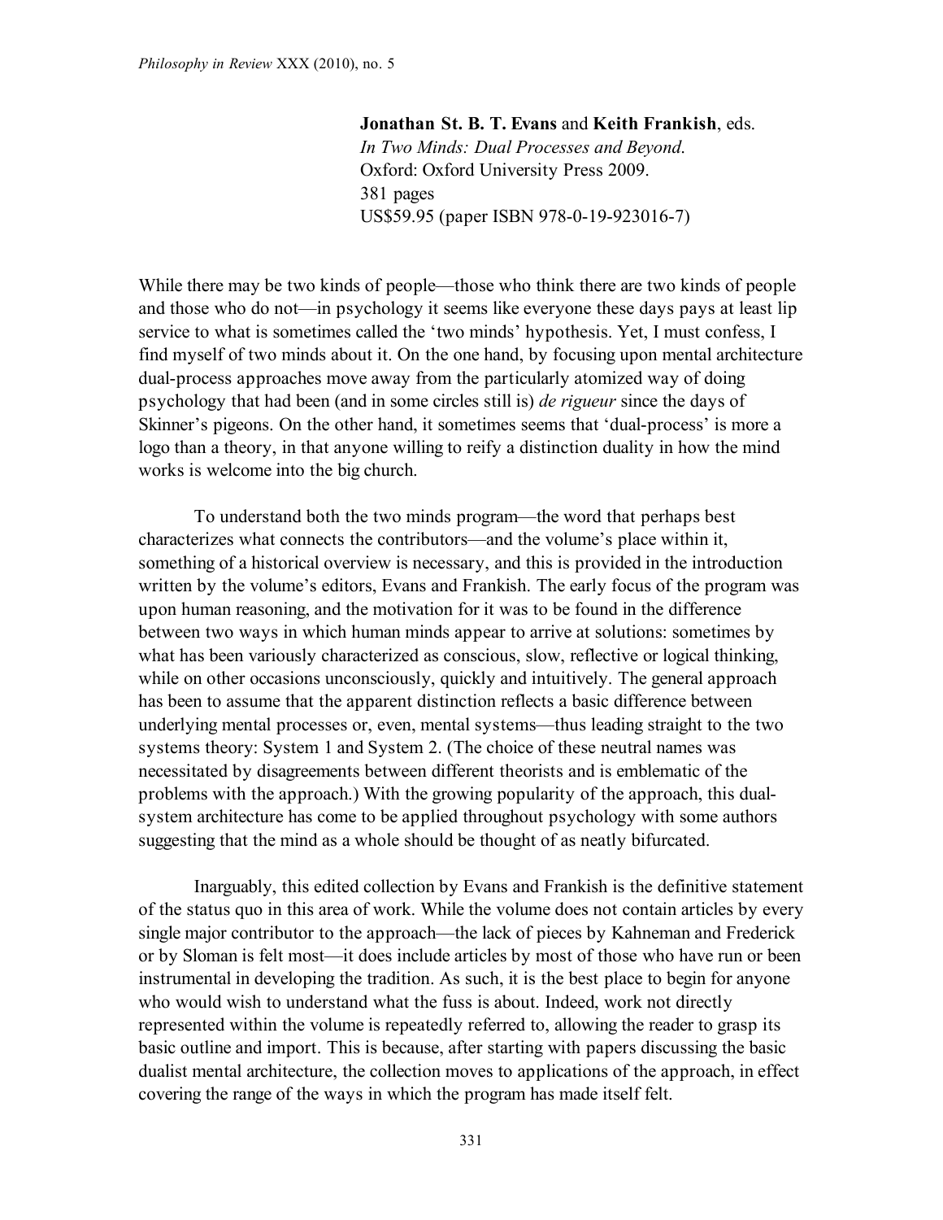**Jonathan St. B. T. Evans** and **Keith Frankish**, eds.
*In Two Minds: Dual Processes and Beyond.*
Oxford: Oxford University Press 2009.
381 pages
US$59.95 (paper ISBN 978-0-19-923016-7)

While there may be two kinds of people—those who think there are two kinds of people and those who do not—in psychology it seems like everyone these days pays at least lip service to what is sometimes called the 'two minds' hypothesis. Yet, I must confess, I find myself of two minds about it. On the one hand, by focusing upon mental architecture dual-process approaches move away from the particularly atomized way of doing psychology that had been (and in some circles still is) *de rigueur* since the days of Skinner's pigeons. On the other hand, it sometimes seems that 'dual-process' is more a logo than a theory, in that anyone willing to reify a distinction duality in how the mind works is welcome into the big church.

To understand both the two minds program—the word that perhaps best characterizes what connects the contributors—and the volume's place within it, something of a historical overview is necessary, and this is provided in the introduction written by the volume's editors, Evans and Frankish. The early focus of the program was upon human reasoning, and the motivation for it was to be found in the difference between two ways in which human minds appear to arrive at solutions: sometimes by what has been variously characterized as conscious, slow, reflective or logical thinking, while on other occasions unconsciously, quickly and intuitively. The general approach has been to assume that the apparent distinction reflects a basic difference between underlying mental processes or, even, mental systems—thus leading straight to the two systems theory: System 1 and System 2. (The choice of these neutral names was necessitated by disagreements between different theorists and is emblematic of the problems with the approach.) With the growing popularity of the approach, this dual-system architecture has come to be applied throughout psychology with some authors suggesting that the mind as a whole should be thought of as neatly bifurcated.

Inarguably, this edited collection by Evans and Frankish is the definitive statement of the status quo in this area of work. While the volume does not contain articles by every single major contributor to the approach—the lack of pieces by Kahneman and Frederick or by Sloman is felt most—it does include articles by most of those who have run or been instrumental in developing the tradition. As such, it is the best place to begin for anyone who would wish to understand what the fuss is about. Indeed, work not directly represented within the volume is repeatedly referred to, allowing the reader to grasp its basic outline and import. This is because, after starting with papers discussing the basic dualist mental architecture, the collection moves to applications of the approach, in effect covering the range of the ways in which the program has made itself felt.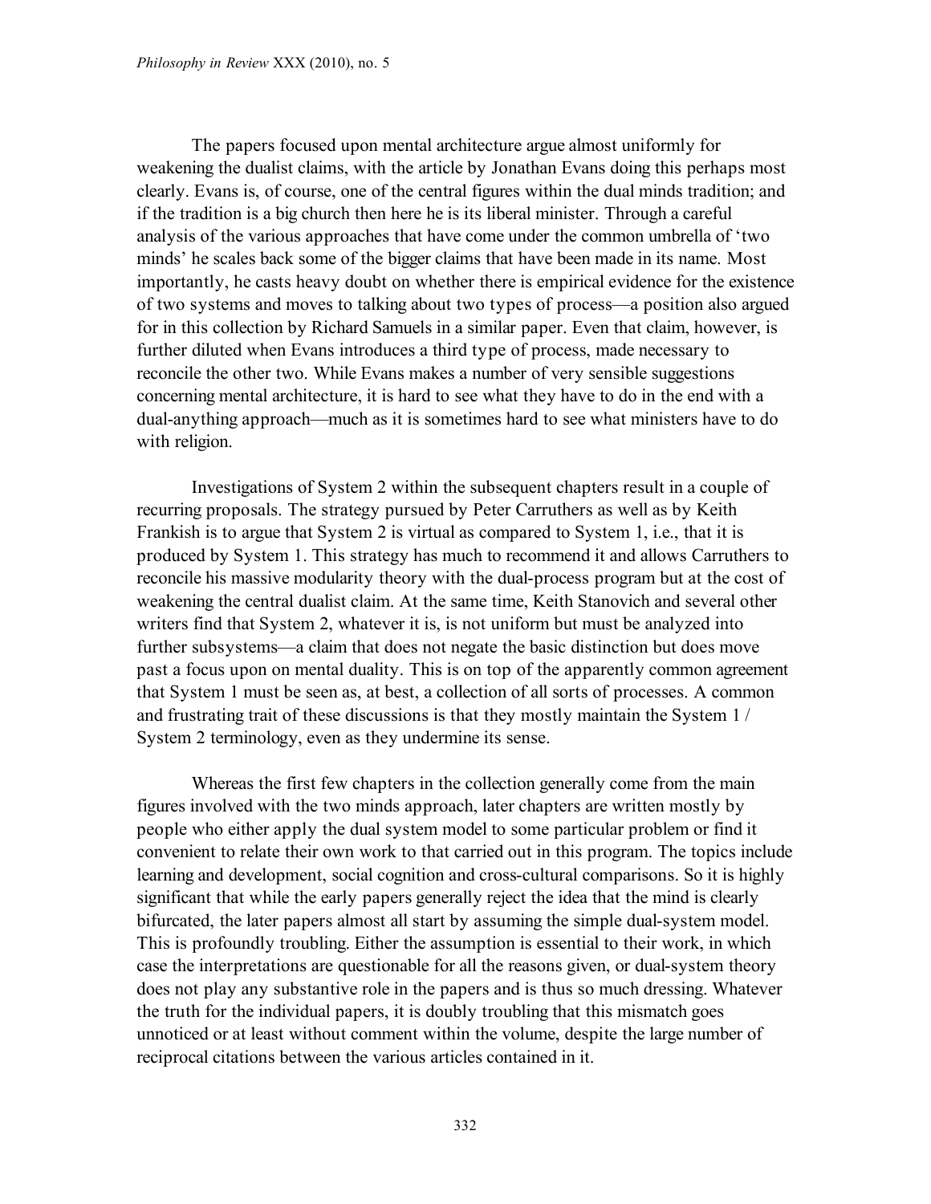The papers focused upon mental architecture argue almost uniformly for weakening the dualist claims, with the article by Jonathan Evans doing this perhaps most clearly. Evans is, of course, one of the central figures within the dual minds tradition; and if the tradition is a big church then here he is its liberal minister. Through a careful analysis of the various approaches that have come under the common umbrella of 'two minds' he scales back some of the bigger claims that have been made in its name. Most importantly, he casts heavy doubt on whether there is empirical evidence for the existence of two systems and moves to talking about two types of process—a position also argued for in this collection by Richard Samuels in a similar paper. Even that claim, however, is further diluted when Evans introduces a third type of process, made necessary to reconcile the other two. While Evans makes a number of very sensible suggestions concerning mental architecture, it is hard to see what they have to do in the end with a dual-anything approach—much as it is sometimes hard to see what ministers have to do with religion.

Investigations of System 2 within the subsequent chapters result in a couple of recurring proposals. The strategy pursued by Peter Carruthers as well as by Keith Frankish is to argue that System 2 is virtual as compared to System 1, i.e., that it is produced by System 1. This strategy has much to recommend it and allows Carruthers to reconcile his massive modularity theory with the dual-process program but at the cost of weakening the central dualist claim. At the same time, Keith Stanovich and several other writers find that System 2, whatever it is, is not uniform but must be analyzed into further subsystems—a claim that does not negate the basic distinction but does move past a focus upon on mental duality. This is on top of the apparently common agreement that System 1 must be seen as, at best, a collection of all sorts of processes. A common and frustrating trait of these discussions is that they mostly maintain the System 1 / System 2 terminology, even as they undermine its sense.

Whereas the first few chapters in the collection generally come from the main figures involved with the two minds approach, later chapters are written mostly by people who either apply the dual system model to some particular problem or find it convenient to relate their own work to that carried out in this program. The topics include learning and development, social cognition and cross-cultural comparisons. So it is highly significant that while the early papers generally reject the idea that the mind is clearly bifurcated, the later papers almost all start by assuming the simple dual-system model. This is profoundly troubling. Either the assumption is essential to their work, in which case the interpretations are questionable for all the reasons given, or dual-system theory does not play any substantive role in the papers and is thus so much dressing. Whatever the truth for the individual papers, it is doubly troubling that this mismatch goes unnoticed or at least without comment within the volume, despite the large number of reciprocal citations between the various articles contained in it.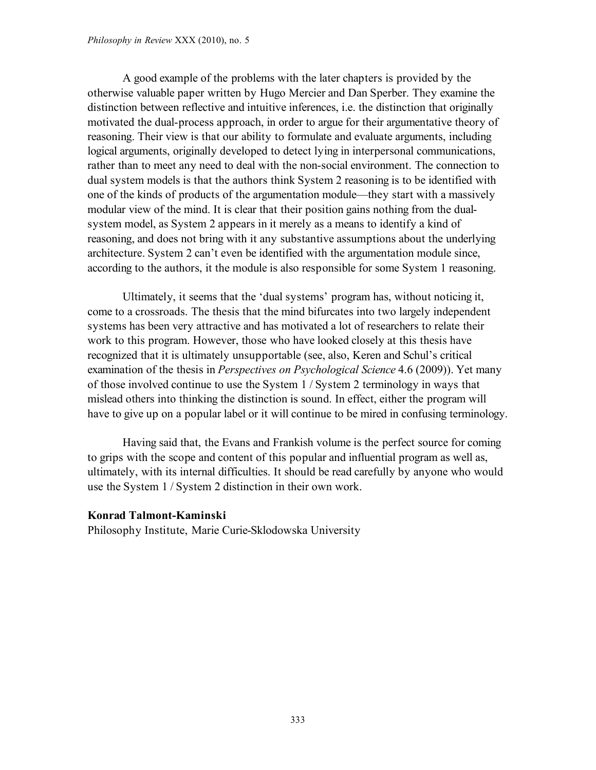A good example of the problems with the later chapters is provided by the otherwise valuable paper written by Hugo Mercier and Dan Sperber. They examine the distinction between reflective and intuitive inferences, i.e. the distinction that originally motivated the dual-process approach, in order to argue for their argumentative theory of reasoning. Their view is that our ability to formulate and evaluate arguments, including logical arguments, originally developed to detect lying in interpersonal communications, rather than to meet any need to deal with the non-social environment. The connection to dual system models is that the authors think System 2 reasoning is to be identified with one of the kinds of products of the argumentation module—they start with a massively modular view of the mind. It is clear that their position gains nothing from the dual-system model, as System 2 appears in it merely as a means to identify a kind of reasoning, and does not bring with it any substantive assumptions about the underlying architecture. System 2 can't even be identified with the argumentation module since, according to the authors, it the module is also responsible for some System 1 reasoning.

Ultimately, it seems that the 'dual systems' program has, without noticing it, come to a crossroads. The thesis that the mind bifurcates into two largely independent systems has been very attractive and has motivated a lot of researchers to relate their work to this program. However, those who have looked closely at this thesis have recognized that it is ultimately unsupportable (see, also, Keren and Schul's critical examination of the thesis in *Perspectives on Psychological Science* 4.6 (2009)). Yet many of those involved continue to use the System 1 / System 2 terminology in ways that mislead others into thinking the distinction is sound. In effect, either the program will have to give up on a popular label or it will continue to be mired in confusing terminology.

Having said that, the Evans and Frankish volume is the perfect source for coming to grips with the scope and content of this popular and influential program as well as, ultimately, with its internal difficulties. It should be read carefully by anyone who would use the System 1 / System 2 distinction in their own work.

**Konrad Talmont-Kaminski**
Philosophy Institute, Marie Curie-Sklodowska University